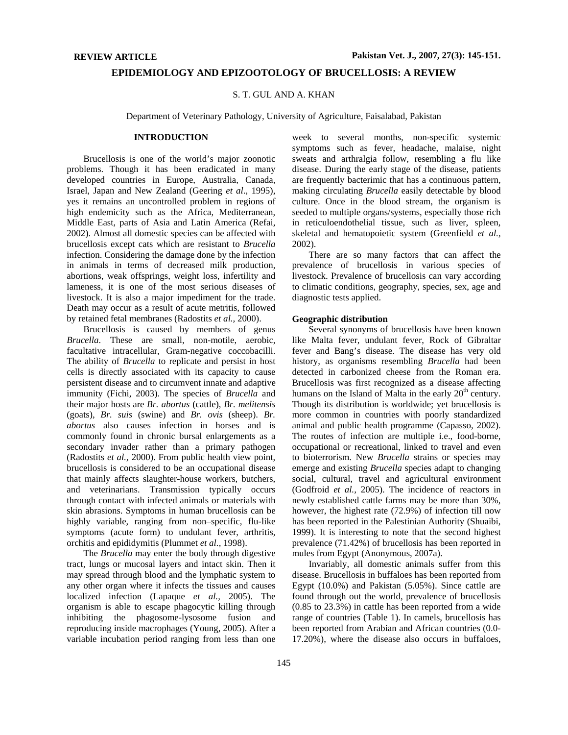**REVIEW ARTICLE**

# EPIDEMIOLOGY AND EPIZOOTOLOGY OF BRUCELLOSIS: A REVIEW

S. T. GUL AND A. KHAN

Department of Veterinary Pathology, University of Agriculture, Faisalabad, Pakistan

## INTRODUCTION

Brucellosis is one of the world's major zoonotic problems. Though it has been eradicated in many developed countries in Europe, Australia, Canada, Israel, Japan and New Zealand (Geering *et al*., 1995), yes it remains an uncontrolled problem in regions of high endemicity such as the Africa, Mediterranean, Middle East, parts of Asia and Latin America (Refai, 2002). Almost all domestic species can be affected with brucellosis except cats which are resistant to *Brucella* infection. Considering the damage done by the infection in animals in terms of decreased milk production, abortions, weak offsprings, weight loss, infertility and lameness, it is one of the most serious diseases of livestock. It is also a major impediment for the trade. Death may occur as a result of acute metritis, followed by retained fetal membranes (Radostits *et al.,* 2000).

Brucellosis is caused by members of genus *Brucella*. These are small, non-motile, aerobic, facultative intracellular, Gram-negative coccobacilli. The ability of *Brucella* to replicate and persist in host cells is directly associated with its capacity to cause persistent disease and to circumvent innate and adaptive immunity (Fichi, 2003). The species of *Brucella* and their major hosts are *Br. abortus* (cattle), *Br. melitensis* (goats), *Br. suis* (swine) and *Br. ovis* (sheep). *Br. abortus* also causes infection in horses and is commonly found in chronic bursal enlargements as a secondary invader rather than a primary pathogen (Radostits *et al.,* 2000). From public health view point, brucellosis is considered to be an occupational disease that mainly affects slaughter-house workers, butchers, and veterinarians. Transmission typically occurs through contact with infected animals or materials with skin abrasions. Symptoms in human brucellosis can be highly variable, ranging from non–specific, flu-like symptoms (acute form) to undulant fever, arthritis, orchitis and epididymitis (Plummet *et al.,* 1998).

The *Brucella* may enter the body through digestive tract, lungs or mucosal layers and intact skin. Then it may spread through blood and the lymphatic system to any other organ where it infects the tissues and causes localized infection (Lapaque *et al.,* 2005). The organism is able to escape phagocytic killing through inhibiting the phagosome-lysosome fusion and reproducing inside macrophages (Young, 2005). After a variable incubation period ranging from less than one week to several months, non-specific systemic symptoms such as fever, headache, malaise, night sweats and arthralgia follow, resembling a flu like disease. During the early stage of the disease, patients are frequently bacterimic that has a continuous pattern, making circulating *Brucella* easily detectable by blood culture. Once in the blood stream, the organism is seeded to multiple organs/systems, especially those rich in reticuloendothelial tissue, such as liver, spleen, skeletal and hematopoietic system (Greenfield *et al.,* 2002).

There are so many factors that can affect the prevalence of brucellosis in various species of livestock. Prevalence of brucellosis can vary according to climatic conditions, geography, species, sex, age and diagnostic tests applied.

### Geographic distribution

Several synonyms of brucellosis have been known like Malta fever, undulant fever, Rock of Gibraltar fever and Bang's disease. The disease has very old history, as organisms resembling *Brucella* had been detected in carbonized cheese from the Roman era. Brucellosis was first recognized as a disease affecting humans on the Island of Malta in the early 20th century. Though its distribution is worldwide; yet brucellosis is more common in countries with poorly standardized animal and public health programme (Capasso, 2002). The routes of infection are multiple i.e., food-borne, occupational or recreational, linked to travel and even to bioterrorism. New *Brucella* strains or species may emerge and existing *Brucella* species adapt to changing social, cultural, travel and agricultural environment (Godfroid *et al.,* 2005). The incidence of reactors in newly established cattle farms may be more than 30%, however, the highest rate (72.9%) of infection till now has been reported in the Palestinian Authority (Shuaibi, 1999). It is interesting to note that the second highest prevalence (71.42%) of brucellosis has been reported in mules from Egypt (Anonymous, 2007a).

Invariably, all domestic animals suffer from this disease. Brucellosis in buffaloes has been reported from Egypt (10.0%) and Pakistan (5.05%). Since cattle are found through out the world, prevalence of brucellosis (0.85 to 23.3%) in cattle has been reported from a wide range of countries (Table 1). In camels, brucellosis has been reported from Arabian and African countries (0.0-17.20%), where the disease also occurs in buffaloes,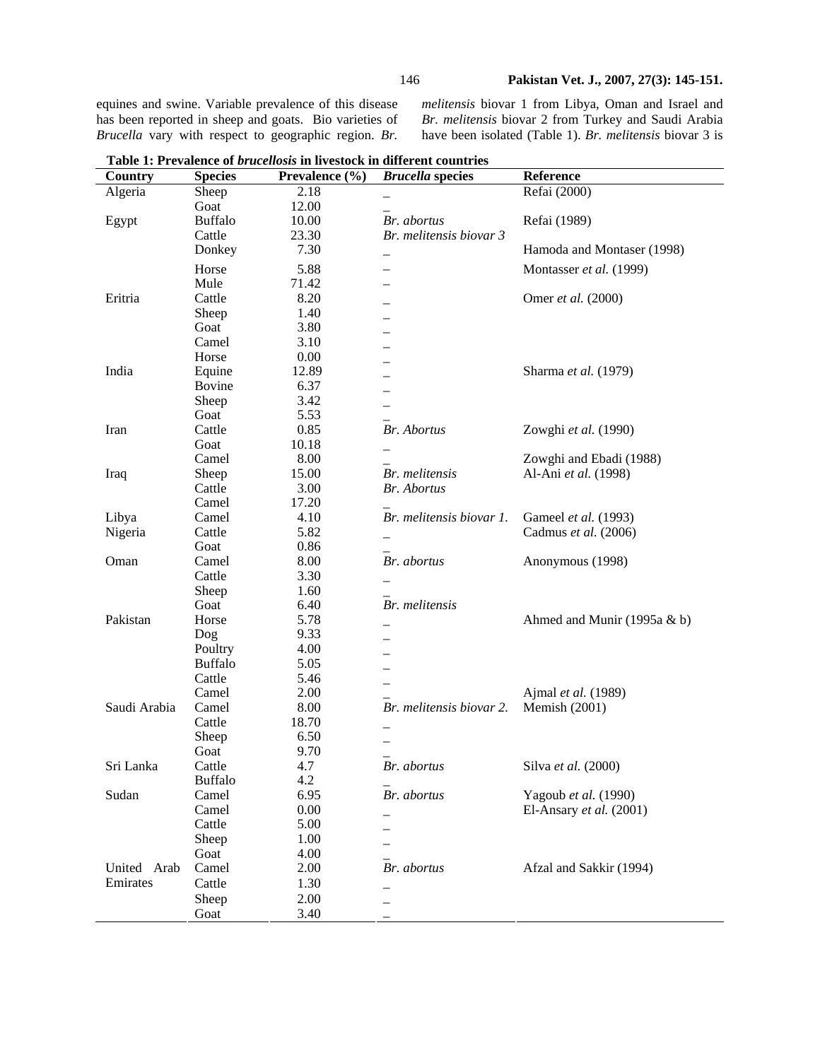equines and swine. Variable prevalence of this disease has been reported in sheep and goats. Bio varieties of *Brucella* vary with respect to geographic region. *Br. melitensis* biovar 1 from Libya, Oman and Israel and *Br. melitensis* biovar 2 from Turkey and Saudi Arabia have been isolated (Table 1). *Br. melitensis* biovar 3 is

**Table 1: Prevalence of *brucellosis* in livestock in different countries**

| Country | Species | Prevalence (%) | *Brucella* species | Reference |
|---|---|---|---|---|
| Algeria | Sheep | 2.18 | _ | Refai (2000) |
| | Goat | 12.00 | _ | |
| Egypt | Buffalo | 10.00 | *Br. abortus* | Refai (1989) |
| | Cattle | 23.30 | *Br. melitensis biovar 3* | |
| | Donkey | 7.30 | _ | Hamoda and Montaser (1998) |
| | Horse | 5.88 | – | Montasser *et al.* (1999) |
| | Mule | 71.42 | – | |
| Eritria | Cattle | 8.20 | _ | Omer *et al.* (2000) |
| | Sheep | 1.40 | _ | |
| | Goat | 3.80 | _ | |
| | Camel | 3.10 | _ | |
| | Horse | 0.00 | _ | |
| India | Equine | 12.89 | _ | Sharma *et al.* (1979) |
| | Bovine | 6.37 | _ | |
| | Sheep | 3.42 | _ | |
| | Goat | 5.53 | _ | |
| Iran | Cattle | 0.85 | *Br. Abortus* | Zowghi *et al.* (1990) |
| | Goat | 10.18 | _ | |
| | Camel | 8.00 | _ | Zowghi and Ebadi (1988) |
| Iraq | Sheep | 15.00 | *Br. melitensis* | Al-Ani *et al.* (1998) |
| | Cattle | 3.00 | *Br. Abortus* | |
| | Camel | 17.20 | _ | |
| Libya | Camel | 4.10 | *Br. melitensis biovar 1.* | Gameel *et al.* (1993) |
| Nigeria | Cattle | 5.82 | _ | Cadmus *et al.* (2006) |
| | Goat | 0.86 | _ | |
| Oman | Camel | 8.00 | *Br. abortus* | Anonymous (1998) |
| | Cattle | 3.30 | _ | |
| | Sheep | 1.60 | _ | |
| | Goat | 6.40 | *Br. melitensis* | |
| Pakistan | Horse | 5.78 | _ | Ahmed and Munir (1995a & b) |
| | Dog | 9.33 | _ | |
| | Poultry | 4.00 | _ | |
| | Buffalo | 5.05 | _ | |
| | Cattle | 5.46 | _ | |
| | Camel | 2.00 | _ | Ajmal *et al.* (1989) |
| Saudi Arabia | Camel | 8.00 | *Br. melitensis biovar 2.* | Memish (2001) |
| | Cattle | 18.70 | _ | |
| | Sheep | 6.50 | _ | |
| | Goat | 9.70 | _ | |
| Sri Lanka | Cattle | 4.7 | *Br. abortus* | Silva *et al.* (2000) |
| | Buffalo | 4.2 | _ | |
| Sudan | Camel | 6.95 | *Br. abortus* | Yagoub *et al.* (1990) |
| | Camel | 0.00 | _ | El-Ansary *et al.* (2001) |
| | Cattle | 5.00 | _ | |
| | Sheep | 1.00 | _ | |
| | Goat | 4.00 | _ | |
| United Arab Emirates | Camel | 2.00 | *Br. abortus* | Afzal and Sakkir (1994) |
| | Cattle | 1.30 | _ | |
| | Sheep | 2.00 | _ | |
| | Goat | 3.40 | _ | |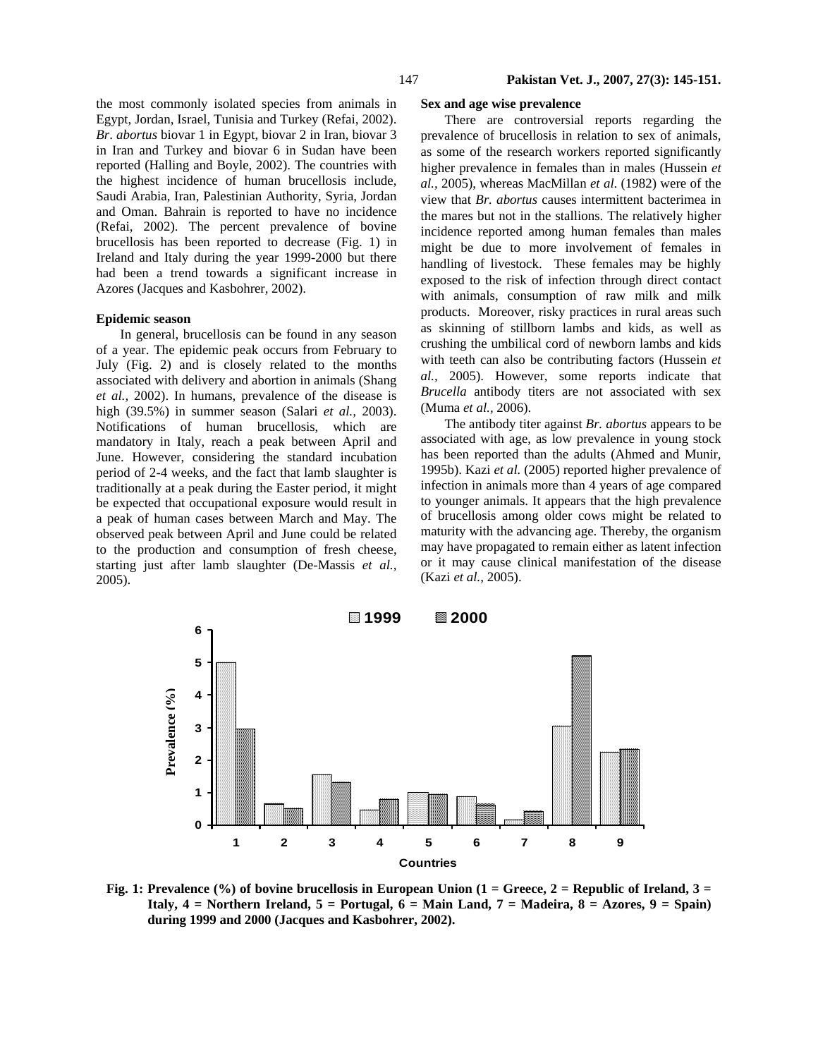the most commonly isolated species from animals in Egypt, Jordan, Israel, Tunisia and Turkey (Refai, 2002). *Br. abortus* biovar 1 in Egypt, biovar 2 in Iran, biovar 3 in Iran and Turkey and biovar 6 in Sudan have been reported (Halling and Boyle, 2002). The countries with the highest incidence of human brucellosis include, Saudi Arabia, Iran, Palestinian Authority, Syria, Jordan and Oman. Bahrain is reported to have no incidence (Refai, 2002). The percent prevalence of bovine brucellosis has been reported to decrease (Fig. 1) in Ireland and Italy during the year 1999-2000 but there had been a trend towards a significant increase in Azores (Jacques and Kasbohrer, 2002).

### Epidemic season

In general, brucellosis can be found in any season of a year. The epidemic peak occurs from February to July (Fig. 2) and is closely related to the months associated with delivery and abortion in animals (Shang *et al.,* 2002). In humans, prevalence of the disease is high (39.5%) in summer season (Salari *et al.,* 2003). Notifications of human brucellosis, which are mandatory in Italy, reach a peak between April and June. However, considering the standard incubation period of 2-4 weeks, and the fact that lamb slaughter is traditionally at a peak during the Easter period, it might be expected that occupational exposure would result in a peak of human cases between March and May. The observed peak between April and June could be related to the production and consumption of fresh cheese, starting just after lamb slaughter (De-Massis *et al.*, 2005).

### Sex and age wise prevalence

There are controversial reports regarding the prevalence of brucellosis in relation to sex of animals, as some of the research workers reported significantly higher prevalence in females than in males (Hussein *et al.,* 2005), whereas MacMillan *et al.* (1982) were of the view that *Br. abortus* causes intermittent bacterimea in the mares but not in the stallions. The relatively higher incidence reported among human females than males might be due to more involvement of females in handling of livestock. These females may be highly exposed to the risk of infection through direct contact with animals, consumption of raw milk and milk products. Moreover, risky practices in rural areas such as skinning of stillborn lambs and kids, as well as crushing the umbilical cord of newborn lambs and kids with teeth can also be contributing factors (Hussein *et al.,* 2005). However, some reports indicate that *Brucella* antibody titers are not associated with sex (Muma *et al.,* 2006).

The antibody titer against *Br. abortus* appears to be associated with age, as low prevalence in young stock has been reported than the adults (Ahmed and Munir, 1995b). Kazi *et al.* (2005) reported higher prevalence of infection in animals more than 4 years of age compared to younger animals. It appears that the high prevalence of brucellosis among older cows might be related to maturity with the advancing age. Thereby, the organism may have propagated to remain either as latent infection or it may cause clinical manifestation of the disease (Kazi *et al.,* 2005).

**Fig. 1: Prevalence (%) of bovine brucellosis in European Union (1 = Greece, 2 = Republic of Ireland, 3 = Italy, 4 = Northern Ireland, 5 = Portugal, 6 = Main Land, 7 = Madeira, 8 = Azores, 9 = Spain) during 1999 and 2000 (Jacques and Kasbohrer, 2002).**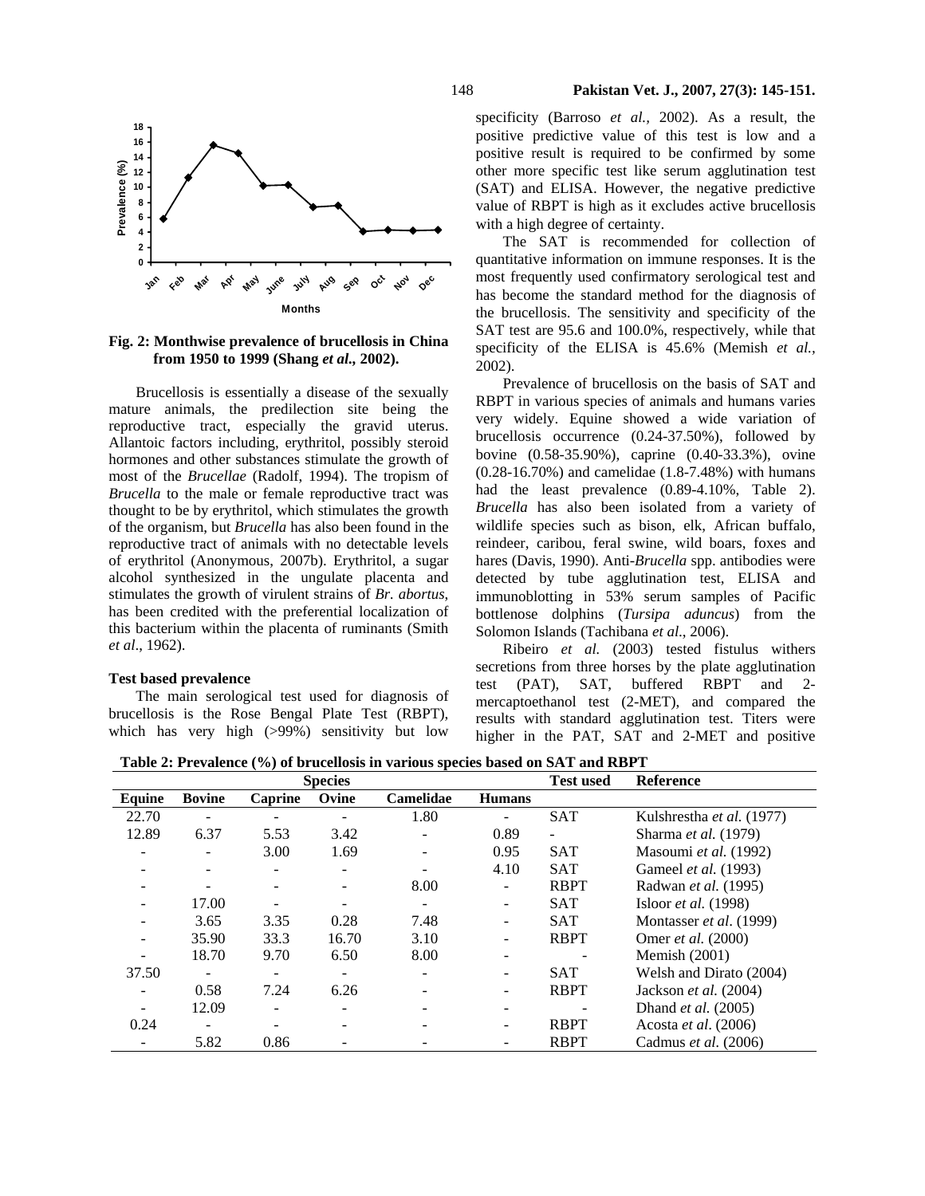**Fig. 2: Monthwise prevalence of brucellosis in China from 1950 to 1999 (Shang *et al.,* 2002).**

Brucellosis is essentially a disease of the sexually mature animals, the predilection site being the reproductive tract, especially the gravid uterus. Allantoic factors including, erythritol, possibly steroid hormones and other substances stimulate the growth of most of the *Brucellae* (Radolf, 1994). The tropism of *Brucella* to the male or female reproductive tract was thought to be by erythritol, which stimulates the growth of the organism, but *Brucella* has also been found in the reproductive tract of animals with no detectable levels of erythritol (Anonymous, 2007b). Erythritol, a sugar alcohol synthesized in the ungulate placenta and stimulates the growth of virulent strains of *Br. abortus*, has been credited with the preferential localization of this bacterium within the placenta of ruminants (Smith *et al*., 1962).

### Test based prevalence

The main serological test used for diagnosis of brucellosis is the Rose Bengal Plate Test (RBPT), which has very high (>99%) sensitivity but low specificity (Barroso *et al.,* 2002). As a result, the positive predictive value of this test is low and a positive result is required to be confirmed by some other more specific test like serum agglutination test (SAT) and ELISA. However, the negative predictive value of RBPT is high as it excludes active brucellosis with a high degree of certainty.

The SAT is recommended for collection of quantitative information on immune responses. It is the most frequently used confirmatory serological test and has become the standard method for the diagnosis of the brucellosis. The sensitivity and specificity of the SAT test are 95.6 and 100.0%, respectively, while that specificity of the ELISA is 45.6% (Memish *et al.,* 2002).

Prevalence of brucellosis on the basis of SAT and RBPT in various species of animals and humans varies very widely. Equine showed a wide variation of brucellosis occurrence (0.24-37.50%), followed by bovine (0.58-35.90%), caprine (0.40-33.3%), ovine (0.28-16.70%) and camelidae (1.8-7.48%) with humans had the least prevalence (0.89-4.10%, Table 2). *Brucella* has also been isolated from a variety of wildlife species such as bison, elk, African buffalo, reindeer, caribou, feral swine, wild boars, foxes and hares (Davis, 1990). Anti-*Brucella* spp. antibodies were detected by tube agglutination test, ELISA and immunoblotting in 53% serum samples of Pacific bottlenose dolphins (*Tursipa aduncus*) from the Solomon Islands (Tachibana *et al*., 2006).

Ribeiro *et al.* (2003) tested fistulus withers secretions from three horses by the plate agglutination test (PAT), SAT, buffered RBPT and 2-mercaptoethanol test (2-MET), and compared the results with standard agglutination test. Titers were higher in the PAT, SAT and 2-MET and positive

**Table 2: Prevalence (%) of brucellosis in various species based on SAT and RBPT**

| Species | | | | | | Test used | Reference |
|---|---|---|---|---|---|---|---|
| Equine | Bovine | Caprine | Ovine | Camelidae | Humans | | |
| 22.70 | - | - | - | 1.80 | - | SAT | Kulshrestha *et al.* (1977) |
| 12.89 | 6.37 | 5.53 | 3.42 | - | 0.89 | - | Sharma *et al.* (1979) |
| - | - | 3.00 | 1.69 | - | 0.95 | SAT | Masoumi *et al.* (1992) |
| - | - | - | - | - | 4.10 | SAT | Gameel *et al.* (1993) |
| - | - | - | - | 8.00 | - | RBPT | Radwan *et al.* (1995) |
| - | 17.00 | - | - | - | - | SAT | Isloor *et al.* (1998) |
| - | 3.65 | 3.35 | 0.28 | 7.48 | - | SAT | Montasser *et al.* (1999) |
| - | 35.90 | 33.3 | 16.70 | 3.10 | - | RBPT | Omer *et al.* (2000) |
| - | 18.70 | 9.70 | 6.50 | 8.00 | - | - | Memish (2001) |
| 37.50 | - | - | - | - | - | SAT | Welsh and Dirato (2004) |
| - | 0.58 | 7.24 | 6.26 | - | - | RBPT | Jackson *et al.* (2004) |
| - | 12.09 | - | - | - | - | - | Dhand *et al.* (2005) |
| 0.24 | - | - | - | - | - | RBPT | Acosta *et al*. (2006) |
| - | 5.82 | 0.86 | - | - | - | RBPT | Cadmus *et al.* (2006) |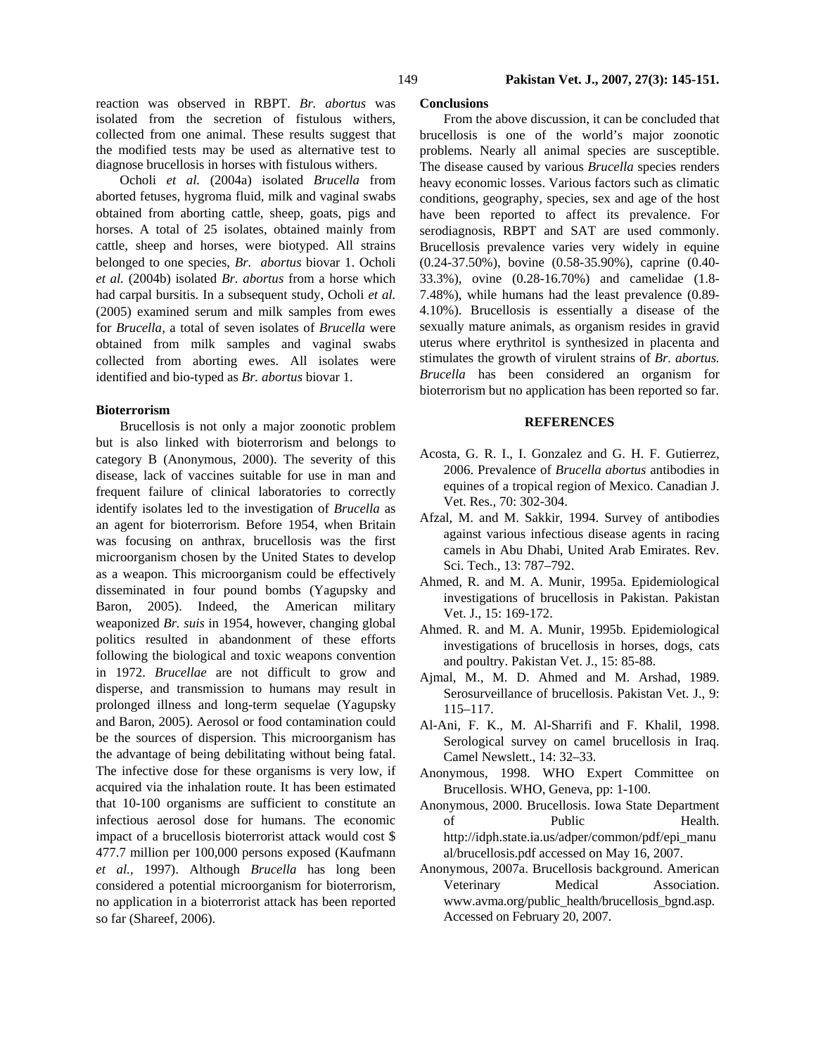reaction was observed in RBPT. *Br. abortus* was isolated from the secretion of fistulous withers, collected from one animal. These results suggest that the modified tests may be used as alternative test to diagnose brucellosis in horses with fistulous withers.

Ocholi *et al.* (2004a) isolated *Brucella* from aborted fetuses, hygroma fluid, milk and vaginal swabs obtained from aborting cattle, sheep, goats, pigs and horses. A total of 25 isolates, obtained mainly from cattle, sheep and horses, were biotyped. All strains belonged to one species, *Br. abortus* biovar 1. Ocholi *et al.* (2004b) isolated *Br. abortus* from a horse which had carpal bursitis. In a subsequent study, Ocholi *et al.* (2005) examined serum and milk samples from ewes for *Brucella,* a total of seven isolates of *Brucella* were obtained from milk samples and vaginal swabs collected from aborting ewes. All isolates were identified and bio-typed as *Br. abortus* biovar 1.

### Bioterrorism

Brucellosis is not only a major zoonotic problem but is also linked with bioterrorism and belongs to category B (Anonymous, 2000). The severity of this disease, lack of vaccines suitable for use in man and frequent failure of clinical laboratories to correctly identify isolates led to the investigation of *Brucella* as an agent for bioterrorism. Before 1954, when Britain was focusing on anthrax, brucellosis was the first microorganism chosen by the United States to develop as a weapon. This microorganism could be effectively disseminated in four pound bombs (Yagupsky and Baron, 2005). Indeed, the American military weaponized *Br. suis* in 1954, however, changing global politics resulted in abandonment of these efforts following the biological and toxic weapons convention in 1972. *Brucellae* are not difficult to grow and disperse, and transmission to humans may result in prolonged illness and long-term sequelae (Yagupsky and Baron, 2005). Aerosol or food contamination could be the sources of dispersion. This microorganism has the advantage of being debilitating without being fatal. The infective dose for these organisms is very low, if acquired via the inhalation route. It has been estimated that 10-100 organisms are sufficient to constitute an infectious aerosol dose for humans. The economic impact of a brucellosis bioterrorist attack would cost $ 477.7 million per 100,000 persons exposed (Kaufmann *et al.,* 1997). Although *Brucella* has long been considered a potential microorganism for bioterrorism, no application in a bioterrorist attack has been reported so far (Shareef, 2006).

### Conclusions

From the above discussion, it can be concluded that brucellosis is one of the world's major zoonotic problems. Nearly all animal species are susceptible. The disease caused by various *Brucella* species renders heavy economic losses. Various factors such as climatic conditions, geography, species, sex and age of the host have been reported to affect its prevalence. For serodiagnosis, RBPT and SAT are used commonly. Brucellosis prevalence varies very widely in equine (0.24-37.50%), bovine (0.58-35.90%), caprine (0.40-33.3%), ovine (0.28-16.70%) and camelidae (1.8-7.48%), while humans had the least prevalence (0.89-4.10%). Brucellosis is essentially a disease of the sexually mature animals, as organism resides in gravid uterus where erythritol is synthesized in placenta and stimulates the growth of virulent strains of *Br. abortus. Brucella* has been considered an organism for bioterrorism but no application has been reported so far.

## REFERENCES

Acosta, G. R. I., I. Gonzalez and G. H. F. Gutierrez, 2006. Prevalence of *Brucella abortus* antibodies in equines of a tropical region of Mexico. Canadian J. Vet. Res., 70: 302-304.

Afzal, M. and M. Sakkir, 1994. Survey of antibodies against various infectious disease agents in racing camels in Abu Dhabi, United Arab Emirates. Rev. Sci. Tech., 13: 787–792.

Ahmed, R. and M. A. Munir, 1995a. Epidemiological investigations of brucellosis in Pakistan. Pakistan Vet. J., 15: 169-172.

Ahmed. R. and M. A. Munir, 1995b. Epidemiological investigations of brucellosis in horses, dogs, cats and poultry. Pakistan Vet. J., 15: 85-88.

Ajmal, M., M. D. Ahmed and M. Arshad, 1989. Serosurveillance of brucellosis. Pakistan Vet. J., 9: 115–117.

Al-Ani, F. K., M. Al-Sharrifi and F. Khalil, 1998. Serological survey on camel brucellosis in Iraq. Camel Newslett., 14: 32–33.

Anonymous, 1998. WHO Expert Committee on Brucellosis. WHO, Geneva, pp: 1-100.

Anonymous, 2000. Brucellosis. Iowa State Department of Public Health. http://idph.state.ia.us/adper/common/pdf/epi_manual/brucellosis.pdf accessed on May 16, 2007.

Anonymous, 2007a. Brucellosis background. American Veterinary Medical Association. www.avma.org/public_health/brucellosis_bgnd.asp. Accessed on February 20, 2007.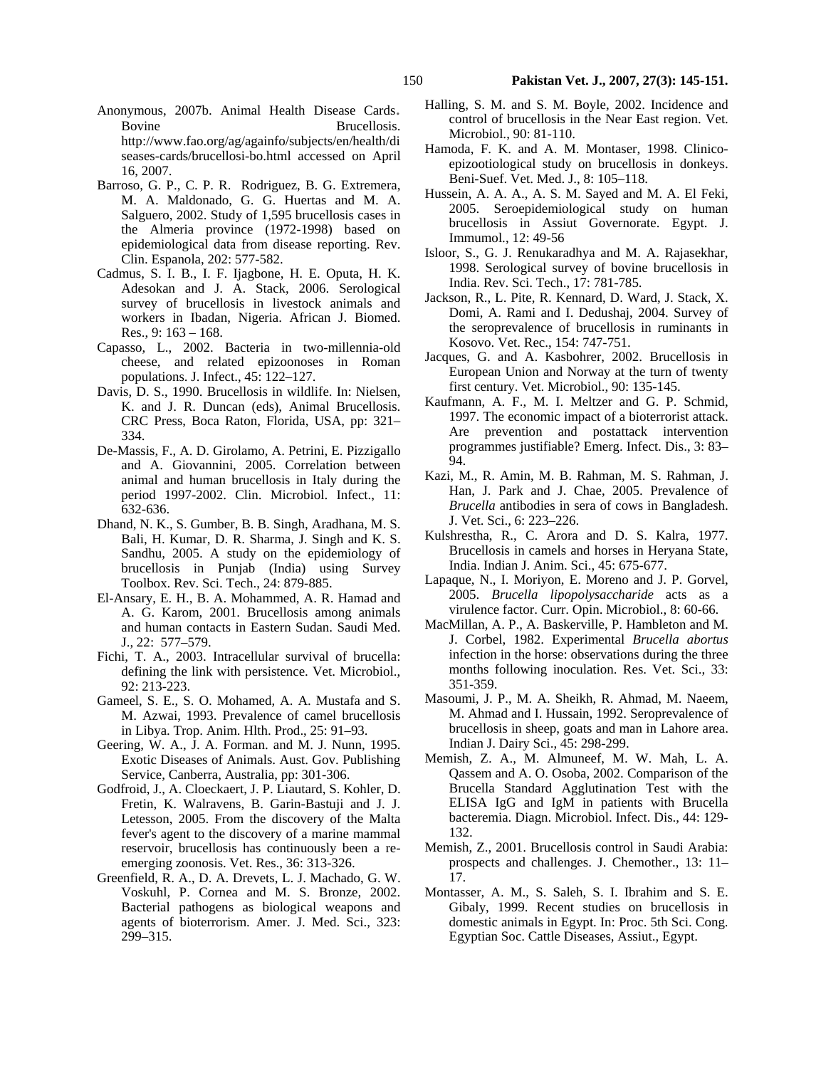Anonymous, 2007b. Animal Health Disease Cards. Bovine Brucellosis. http://www.fao.org/ag/againfo/subjects/en/health/diseases-cards/brucellosi-bo.html accessed on April 16, 2007.

Barroso, G. P., C. P. R. Rodriguez, B. G. Extremera, M. A. Maldonado, G. G. Huertas and M. A. Salguero, 2002. Study of 1,595 brucellosis cases in the Almeria province (1972-1998) based on epidemiological data from disease reporting. Rev. Clin. Espanola, 202: 577-582.

Cadmus, S. I. B., I. F. Ijagbone, H. E. Oputa, H. K. Adesokan and J. A. Stack, 2006. Serological survey of brucellosis in livestock animals and workers in Ibadan, Nigeria. African J. Biomed. Res., 9: 163 – 168.

Capasso, L., 2002. Bacteria in two-millennia-old cheese, and related epizoonoses in Roman populations. J. Infect., 45: 122–127.

Davis, D. S., 1990. Brucellosis in wildlife. In: Nielsen, K. and J. R. Duncan (eds), Animal Brucellosis. CRC Press, Boca Raton, Florida, USA, pp: 321–334.

De-Massis, F., A. D. Girolamo, A. Petrini, E. Pizzigallo and A. Giovannini, 2005. Correlation between animal and human brucellosis in Italy during the period 1997-2002. Clin. Microbiol. Infect., 11: 632-636.

Dhand, N. K., S. Gumber, B. B. Singh, Aradhana, M. S. Bali, H. Kumar, D. R. Sharma, J. Singh and K. S. Sandhu, 2005. A study on the epidemiology of brucellosis in Punjab (India) using Survey Toolbox. Rev. Sci. Tech., 24: 879-885.

El-Ansary, E. H., B. A. Mohammed, A. R. Hamad and A. G. Karom, 2001. Brucellosis among animals and human contacts in Eastern Sudan. Saudi Med. J., 22: 577–579.

Fichi, T. A., 2003. Intracellular survival of brucella: defining the link with persistence. Vet. Microbiol., 92: 213-223.

Gameel, S. E., S. O. Mohamed, A. A. Mustafa and S. M. Azwai, 1993. Prevalence of camel brucellosis in Libya. Trop. Anim. Hlth. Prod., 25: 91–93.

Geering, W. A., J. A. Forman. and M. J. Nunn, 1995. Exotic Diseases of Animals. Aust. Gov. Publishing Service, Canberra, Australia, pp: 301-306.

Godfroid, J., A. Cloeckaert, J. P. Liautard, S. Kohler, D. Fretin, K. Walravens, B. Garin-Bastuji and J. J. Letesson, 2005. From the discovery of the Malta fever's agent to the discovery of a marine mammal reservoir, brucellosis has continuously been a re-emerging zoonosis. Vet. Res., 36: 313-326.

Greenfield, R. A., D. A. Drevets, L. J. Machado, G. W. Voskuhl, P. Cornea and M. S. Bronze, 2002. Bacterial pathogens as biological weapons and agents of bioterrorism. Amer. J. Med. Sci., 323: 299–315.

Halling, S. M. and S. M. Boyle, 2002. Incidence and control of brucellosis in the Near East region. Vet. Microbiol., 90: 81-110.

Hamoda, F. K. and A. M. Montaser, 1998. Clinico-epizootiological study on brucellosis in donkeys. Beni-Suef. Vet. Med. J., 8: 105–118.

Hussein, A. A. A., A. S. M. Sayed and M. A. El Feki, 2005. Seroepidemiological study on human brucellosis in Assiut Governorate. Egypt. J. Immumol., 12: 49-56

Isloor, S., G. J. Renukaradhya and M. A. Rajasekhar, 1998. Serological survey of bovine brucellosis in India. Rev. Sci. Tech., 17: 781-785.

Jackson, R., L. Pite, R. Kennard, D. Ward, J. Stack, X. Domi, A. Rami and I. Dedushaj, 2004. Survey of the seroprevalence of brucellosis in ruminants in Kosovo. Vet. Rec., 154: 747-751.

Jacques, G. and A. Kasbohrer, 2002. Brucellosis in European Union and Norway at the turn of twenty first century. Vet. Microbiol., 90: 135-145.

Kaufmann, A. F., M. I. Meltzer and G. P. Schmid, 1997. The economic impact of a bioterrorist attack. Are prevention and postattack intervention programmes justifiable? Emerg. Infect. Dis., 3: 83–94.

Kazi, M., R. Amin, M. B. Rahman, M. S. Rahman, J. Han, J. Park and J. Chae, 2005. Prevalence of *Brucella* antibodies in sera of cows in Bangladesh. J. Vet. Sci., 6: 223–226.

Kulshrestha, R., C. Arora and D. S. Kalra, 1977. Brucellosis in camels and horses in Heryana State, India. Indian J. Anim. Sci., 45: 675-677.

Lapaque, N., I. Moriyon, E. Moreno and J. P. Gorvel, 2005. *Brucella lipopolysaccharide* acts as a virulence factor. Curr. Opin. Microbiol., 8: 60-66.

MacMillan, A. P., A. Baskerville, P. Hambleton and M. J. Corbel, 1982. Experimental *Brucella abortus* infection in the horse: observations during the three months following inoculation. Res. Vet. Sci., 33: 351-359.

Masoumi, J. P., M. A. Sheikh, R. Ahmad, M. Naeem, M. Ahmad and I. Hussain, 1992. Seroprevalence of brucellosis in sheep, goats and man in Lahore area. Indian J. Dairy Sci., 45: 298-299.

Memish, Z. A., M. Almuneef, M. W. Mah, L. A. Qassem and A. O. Osoba, 2002. Comparison of the Brucella Standard Agglutination Test with the ELISA IgG and IgM in patients with Brucella bacteremia. Diagn. Microbiol. Infect. Dis., 44: 129-132.

Memish, Z., 2001. Brucellosis control in Saudi Arabia: prospects and challenges. J. Chemother., 13: 11–17.

Montasser, A. M., S. Saleh, S. I. Ibrahim and S. E. Gibaly, 1999. Recent studies on brucellosis in domestic animals in Egypt. In: Proc. 5th Sci. Cong. Egyptian Soc. Cattle Diseases, Assiut., Egypt.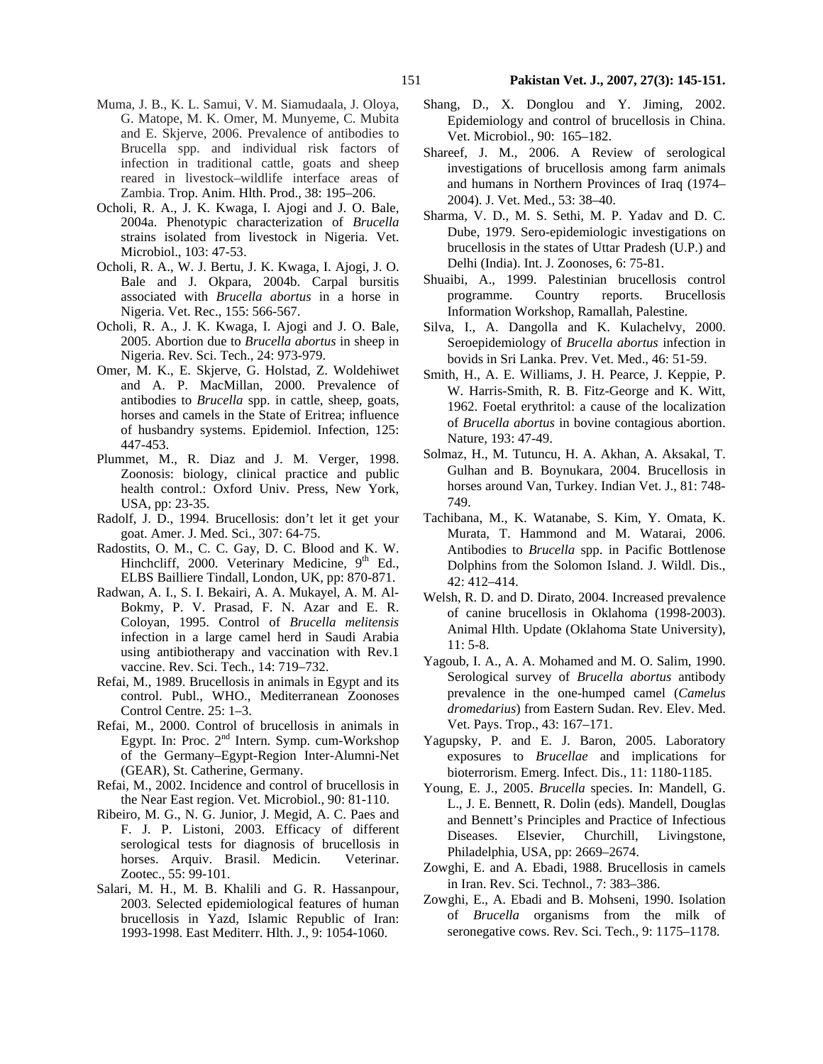Muma, J. B., K. L. Samui, V. M. Siamudaala, J. Oloya, G. Matope, M. K. Omer, M. Munyeme, C. Mubita and E. Skjerve, 2006. Prevalence of antibodies to Brucella spp. and individual risk factors of infection in traditional cattle, goats and sheep reared in livestock–wildlife interface areas of Zambia. Trop. Anim. Hlth. Prod., 38: 195–206.

Ocholi, R. A., J. K. Kwaga, I. Ajogi and J. O. Bale, 2004a. Phenotypic characterization of *Brucella* strains isolated from livestock in Nigeria. Vet. Microbiol., 103: 47-53.

Ocholi, R. A., W. J. Bertu, J. K. Kwaga, I. Ajogi, J. O. Bale and J. Okpara, 2004b. Carpal bursitis associated with *Brucella abortus* in a horse in Nigeria. Vet. Rec., 155: 566-567.

Ocholi, R. A., J. K. Kwaga, I. Ajogi and J. O. Bale, 2005. Abortion due to *Brucella abortus* in sheep in Nigeria. Rev. Sci. Tech., 24: 973-979.

Omer, M. K., E. Skjerve, G. Holstad, Z. Woldehiwet and A. P. MacMillan, 2000. Prevalence of antibodies to *Brucella* spp. in cattle, sheep, goats, horses and camels in the State of Eritrea; influence of husbandry systems. Epidemiol. Infection, 125: 447-453.

Plummet, M., R. Diaz and J. M. Verger, 1998. Zoonosis: biology, clinical practice and public health control.: Oxford Univ. Press, New York, USA, pp: 23-35.

Radolf, J. D., 1994. Brucellosis: don't let it get your goat. Amer. J. Med. Sci., 307: 64-75.

Radostits, O. M., C. C. Gay, D. C. Blood and K. W. Hinchcliff, 2000. Veterinary Medicine, 9th Ed., ELBS Bailliere Tindall, London, UK, pp: 870-871.

Radwan, A. I., S. I. Bekairi, A. A. Mukayel, A. M. Al-Bokmy, P. V. Prasad, F. N. Azar and E. R. Coloyan, 1995. Control of *Brucella melitensis* infection in a large camel herd in Saudi Arabia using antibiotherapy and vaccination with Rev.1 vaccine. Rev. Sci. Tech., 14: 719–732.

Refai, M., 1989. Brucellosis in animals in Egypt and its control. Publ., WHO., Mediterranean Zoonoses Control Centre. 25: 1–3.

Refai, M., 2000. Control of brucellosis in animals in Egypt. In: Proc. 2nd Intern. Symp. cum-Workshop of the Germany–Egypt-Region Inter-Alumni-Net (GEAR), St. Catherine, Germany.

Refai, M., 2002. Incidence and control of brucellosis in the Near East region. Vet. Microbiol., 90: 81-110.

Ribeiro, M. G., N. G. Junior, J. Megid, A. C. Paes and F. J. P. Listoni, 2003. Efficacy of different serological tests for diagnosis of brucellosis in horses. Arquiv. Brasil. Medicin. Veterinar. Zootec., 55: 99-101.

Salari, M. H., M. B. Khalili and G. R. Hassanpour, 2003. Selected epidemiological features of human brucellosis in Yazd, Islamic Republic of Iran: 1993-1998. East Mediterr. Hlth. J., 9: 1054-1060.

Shang, D., X. Donglou and Y. Jiming, 2002. Epidemiology and control of brucellosis in China. Vet. Microbiol., 90: 165–182.

Shareef, J. M., 2006. A Review of serological investigations of brucellosis among farm animals and humans in Northern Provinces of Iraq (1974–2004). J. Vet. Med., 53: 38–40.

Sharma, V. D., M. S. Sethi, M. P. Yadav and D. C. Dube, 1979. Sero-epidemiologic investigations on brucellosis in the states of Uttar Pradesh (U.P.) and Delhi (India). Int. J. Zoonoses, 6: 75-81.

Shuaibi, A., 1999. Palestinian brucellosis control programme. Country reports. Brucellosis Information Workshop, Ramallah, Palestine.

Silva, I., A. Dangolla and K. Kulachelvy, 2000. Seroepidemiology of *Brucella abortus* infection in bovids in Sri Lanka. Prev. Vet. Med., 46: 51-59.

Smith, H., A. E. Williams, J. H. Pearce, J. Keppie, P. W. Harris-Smith, R. B. Fitz-George and K. Witt, 1962. Foetal erythritol: a cause of the localization of *Brucella abortus* in bovine contagious abortion. Nature, 193: 47-49.

Solmaz, H., M. Tutuncu, H. A. Akhan, A. Aksakal, T. Gulhan and B. Boynukara, 2004. Brucellosis in horses around Van, Turkey. Indian Vet. J., 81: 748-749.

Tachibana, M., K. Watanabe, S. Kim, Y. Omata, K. Murata, T. Hammond and M. Watarai, 2006. Antibodies to *Brucella* spp. in Pacific Bottlenose Dolphins from the Solomon Island. J. Wildl. Dis., 42: 412–414.

Welsh, R. D. and D. Dirato, 2004. Increased prevalence of canine brucellosis in Oklahoma (1998-2003). Animal Hlth. Update (Oklahoma State University), 11: 5-8.

Yagoub, I. A., A. A. Mohamed and M. O. Salim, 1990. Serological survey of *Brucella abortus* antibody prevalence in the one-humped camel (*Camelus dromedarius*) from Eastern Sudan. Rev. Elev. Med. Vet. Pays. Trop., 43: 167–171.

Yagupsky, P. and E. J. Baron, 2005. Laboratory exposures to *Brucellae* and implications for bioterrorism. Emerg. Infect. Dis., 11: 1180-1185.

Young, E. J., 2005. *Brucella* species. In: Mandell, G. L., J. E. Bennett, R. Dolin (eds). Mandell, Douglas and Bennett's Principles and Practice of Infectious Diseases. Elsevier, Churchill, Livingstone, Philadelphia, USA, pp: 2669–2674.

Zowghi, E. and A. Ebadi, 1988. Brucellosis in camels in Iran. Rev. Sci. Technol., 7: 383–386.

Zowghi, E., A. Ebadi and B. Mohseni, 1990. Isolation of *Brucella* organisms from the milk of seronegative cows. Rev. Sci. Tech., 9: 1175–1178.